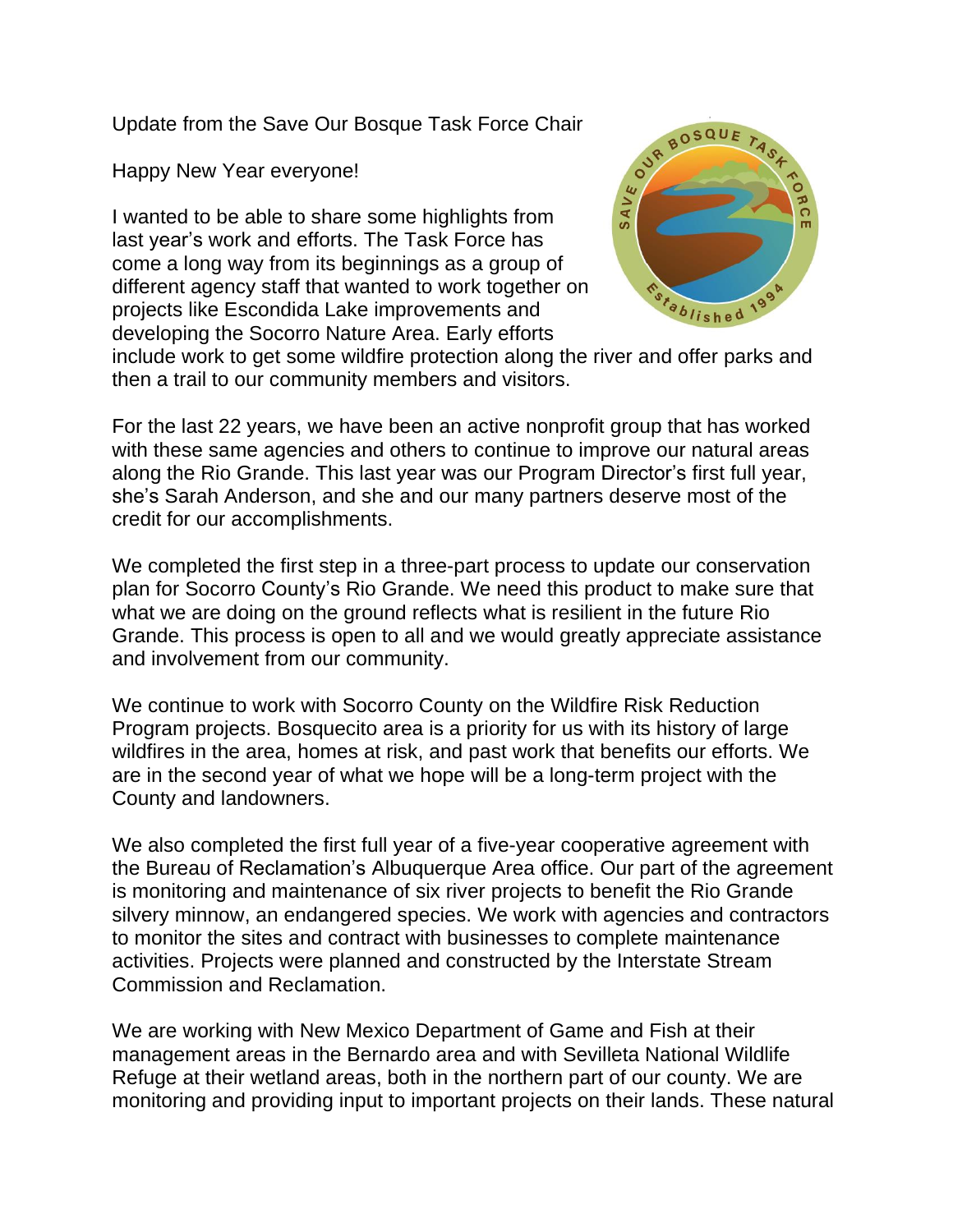Update from the Save Our Bosque Task Force Chair

Happy New Year everyone!

I wanted to be able to share some highlights from last year's work and efforts. The Task Force has come a long way from its beginnings as a group of different agency staff that wanted to work together on projects like Escondida Lake improvements and developing the Socorro Nature Area. Early efforts include work to get some wildfire protection along the river and offer parks and then a trail to our community members and visitors.

For the last 22 years, we have been an active nonprofit group that has worked with these same agencies and others to continue to improve our natural areas along the Rio Grande. This last year was our Program Director's first full year, she's Sarah Anderson, and she and our many partners deserve most of the credit for our accomplishments.

We completed the first step in a three-part process to update our conservation plan for Socorro County's Rio Grande. We need this product to make sure that what we are doing on the ground reflects what is resilient in the future Rio Grande. This process is open to all and we would greatly appreciate assistance and involvement from our community.

We continue to work with Socorro County on the Wildfire Risk Reduction Program projects. Bosquecito area is a priority for us with its history of large wildfires in the area, homes at risk, and past work that benefits our efforts. We are in the second year of what we hope will be a long-term project with the County and landowners.

We also completed the first full year of a five-year cooperative agreement with the Bureau of Reclamation's Albuquerque Area office. Our part of the agreement is monitoring and maintenance of six river projects to benefit the Rio Grande silvery minnow, an endangered species. We work with agencies and contractors to monitor the sites and contract with businesses to complete maintenance activities. Projects were planned and constructed by the Interstate Stream Commission and Reclamation.

We are working with New Mexico Department of Game and Fish at their management areas in the Bernardo area and with Sevilleta National Wildlife Refuge at their wetland areas, both in the northern part of our county. We are monitoring and providing input to important projects on their lands. These natural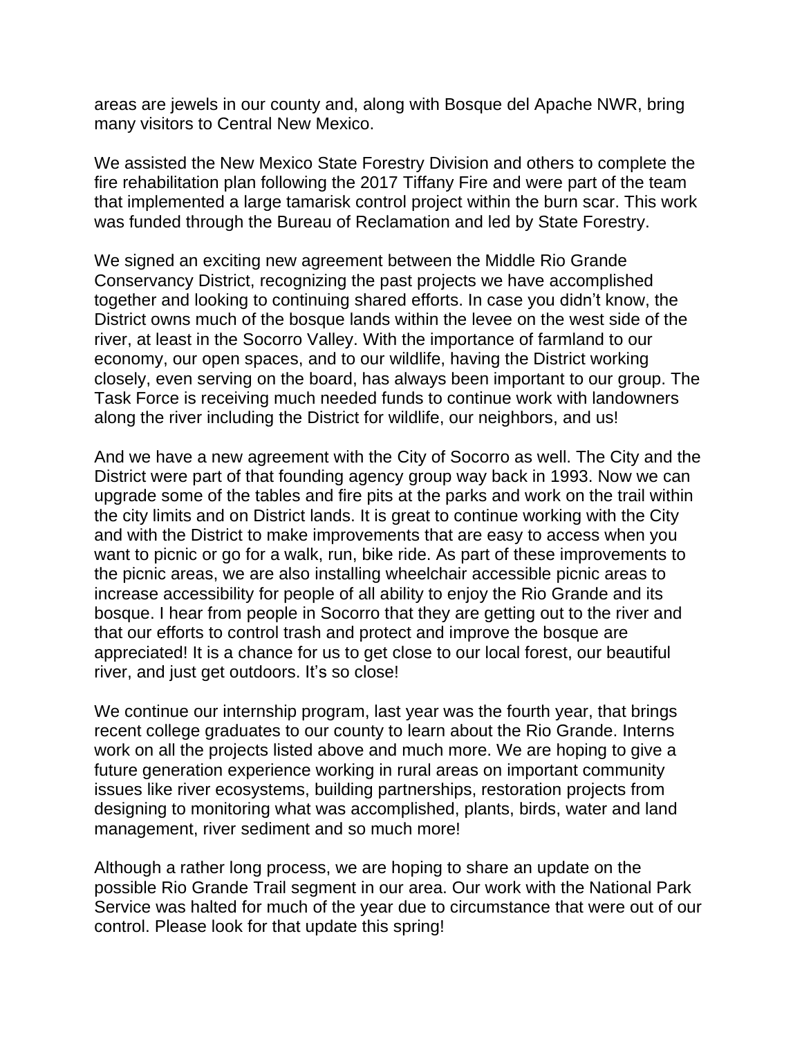areas are jewels in our county and, along with Bosque del Apache NWR, bring many visitors to Central New Mexico.

We assisted the New Mexico State Forestry Division and others to complete the fire rehabilitation plan following the 2017 Tiffany Fire and were part of the team that implemented a large tamarisk control project within the burn scar. This work was funded through the Bureau of Reclamation and led by State Forestry.

We signed an exciting new agreement between the Middle Rio Grande Conservancy District, recognizing the past projects we have accomplished together and looking to continuing shared efforts. In case you didn't know, the District owns much of the bosque lands within the levee on the west side of the river, at least in the Socorro Valley. With the importance of farmland to our economy, our open spaces, and to our wildlife, having the District working closely, even serving on the board, has always been important to our group. The Task Force is receiving much needed funds to continue work with landowners along the river including the District for wildlife, our neighbors, and us!

And we have a new agreement with the City of Socorro as well. The City and the District were part of that founding agency group way back in 1993. Now we can upgrade some of the tables and fire pits at the parks and work on the trail within the city limits and on District lands. It is great to continue working with the City and with the District to make improvements that are easy to access when you want to picnic or go for a walk, run, bike ride. As part of these improvements to the picnic areas, we are also installing wheelchair accessible picnic areas to increase accessibility for people of all ability to enjoy the Rio Grande and its bosque. I hear from people in Socorro that they are getting out to the river and that our efforts to control trash and protect and improve the bosque are appreciated! It is a chance for us to get close to our local forest, our beautiful river, and just get outdoors. It's so close!

We continue our internship program, last year was the fourth year, that brings recent college graduates to our county to learn about the Rio Grande. Interns work on all the projects listed above and much more. We are hoping to give a future generation experience working in rural areas on important community issues like river ecosystems, building partnerships, restoration projects from designing to monitoring what was accomplished, plants, birds, water and land management, river sediment and so much more!

Although a rather long process, we are hoping to share an update on the possible Rio Grande Trail segment in our area. Our work with the National Park Service was halted for much of the year due to circumstance that were out of our control. Please look for that update this spring!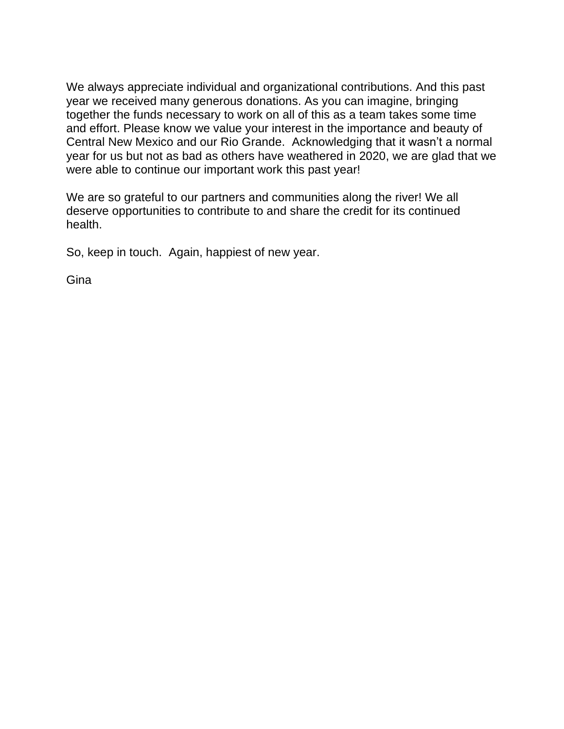We always appreciate individual and organizational contributions. And this past year we received many generous donations. As you can imagine, bringing together the funds necessary to work on all of this as a team takes some time and effort. Please know we value your interest in the importance and beauty of Central New Mexico and our Rio Grande.  Acknowledging that it wasn't a normal year for us but not as bad as others have weathered in 2020, we are glad that we were able to continue our important work this past year!

We are so grateful to our partners and communities along the river! We all deserve opportunities to contribute to and share the credit for its continued health.

So, keep in touch.  Again, happiest of new year.

Gina